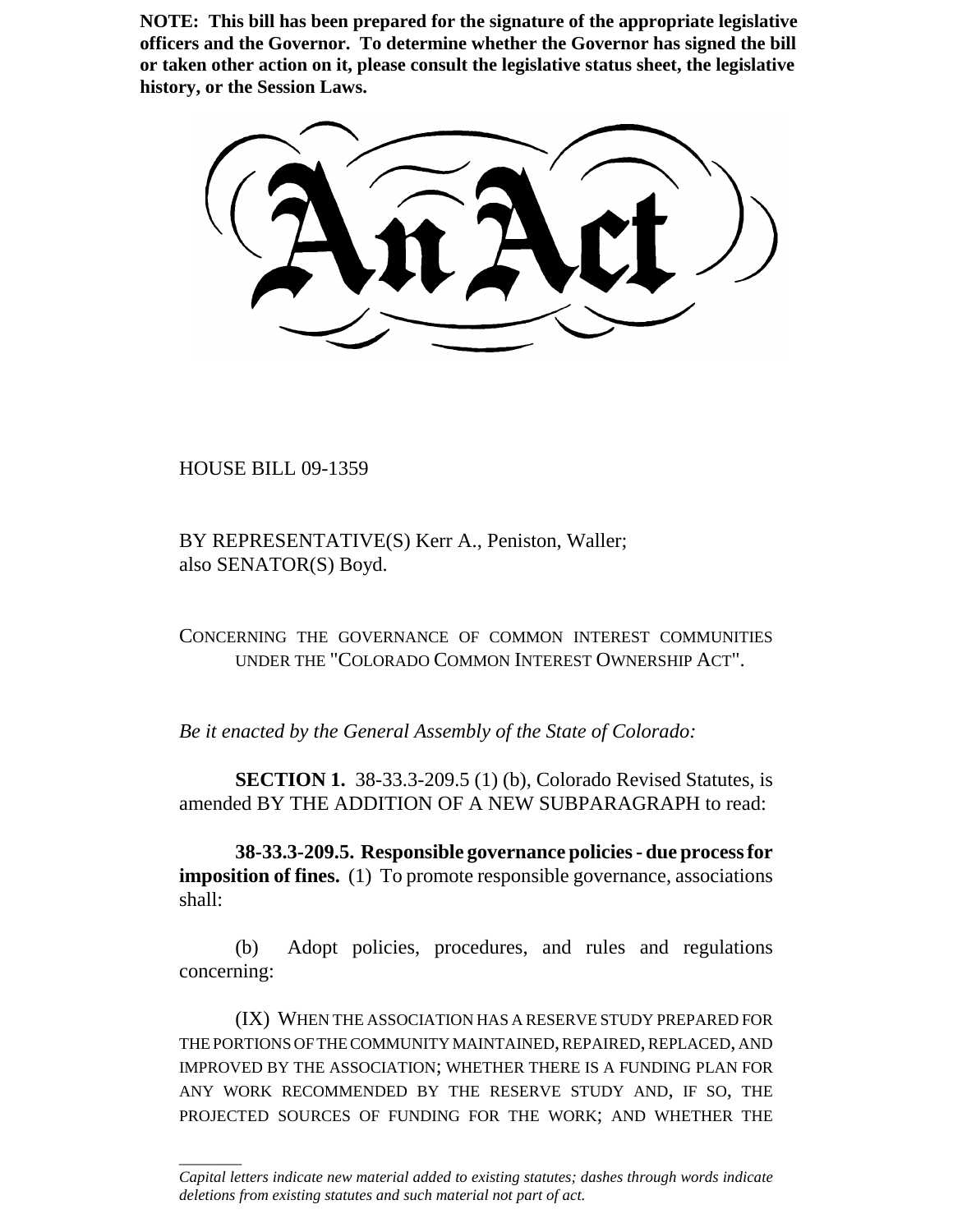**NOTE: This bill has been prepared for the signature of the appropriate legislative officers and the Governor. To determine whether the Governor has signed the bill or taken other action on it, please consult the legislative status sheet, the legislative history, or the Session Laws.**

# An Act

HOUSE BILL 09-1359

BY REPRESENTATIVE(S) Kerr A., Peniston, Waller;
also SENATOR(S) Boyd.

CONCERNING THE GOVERNANCE OF COMMON INTEREST COMMUNITIES UNDER THE "COLORADO COMMON INTEREST OWNERSHIP ACT".

*Be it enacted by the General Assembly of the State of Colorado:*

**SECTION 1.** 38-33.3-209.5 (1) (b), Colorado Revised Statutes, is amended BY THE ADDITION OF A NEW SUBPARAGRAPH to read:

**38-33.3-209.5. Responsible governance policies - due process for imposition of fines.** (1) To promote responsible governance, associations shall:

(b) Adopt policies, procedures, and rules and regulations concerning:

(IX) WHEN THE ASSOCIATION HAS A RESERVE STUDY PREPARED FOR THE PORTIONS OF THE COMMUNITY MAINTAINED, REPAIRED, REPLACED, AND IMPROVED BY THE ASSOCIATION; WHETHER THERE IS A FUNDING PLAN FOR ANY WORK RECOMMENDED BY THE RESERVE STUDY AND, IF SO, THE PROJECTED SOURCES OF FUNDING FOR THE WORK; AND WHETHER THE

---

*Capital letters indicate new material added to existing statutes; dashes through words indicate deletions from existing statutes and such material not part of act.*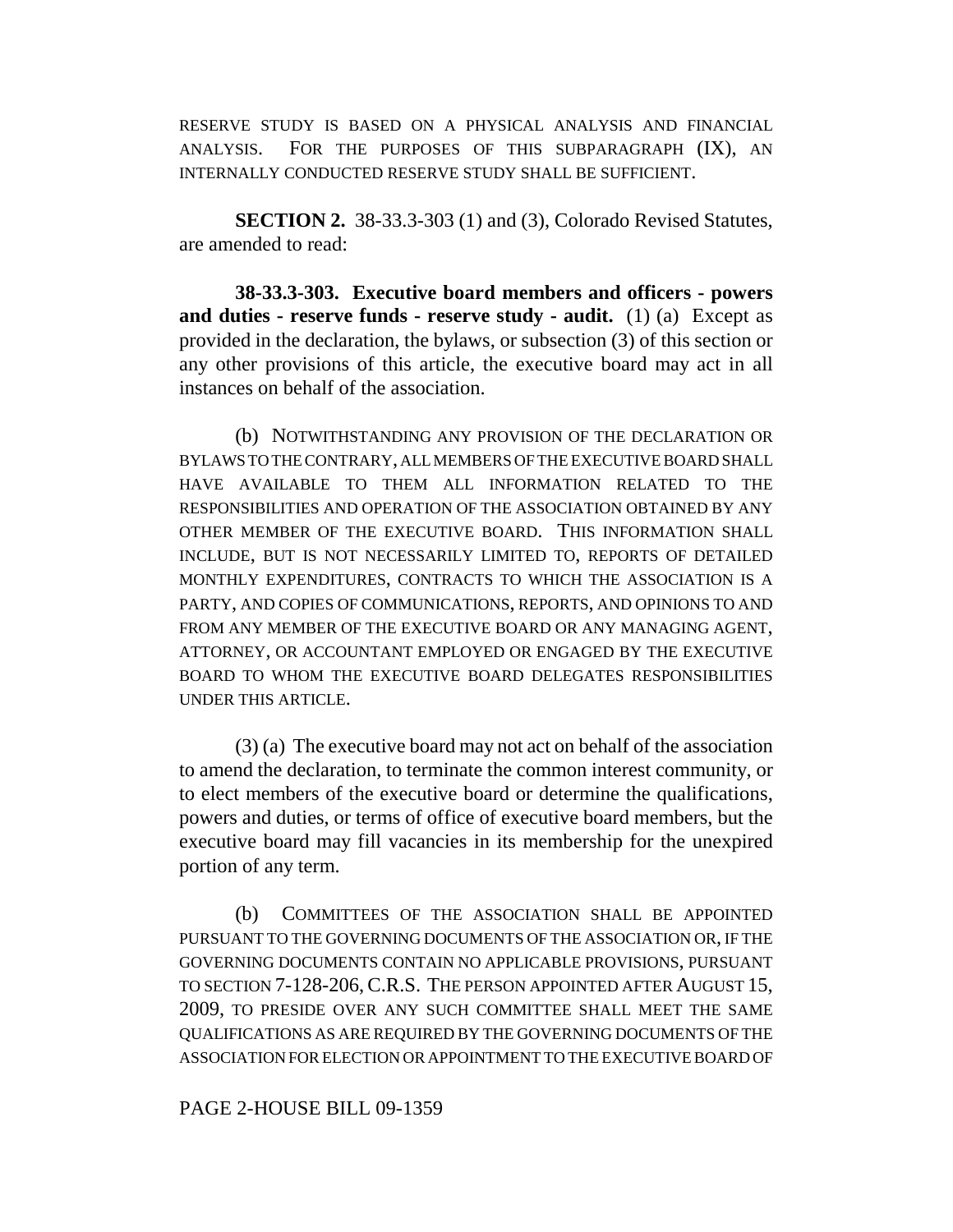RESERVE STUDY IS BASED ON A PHYSICAL ANALYSIS AND FINANCIAL ANALYSIS. FOR THE PURPOSES OF THIS SUBPARAGRAPH (IX), AN INTERNALLY CONDUCTED RESERVE STUDY SHALL BE SUFFICIENT.

**SECTION 2.** 38-33.3-303 (1) and (3), Colorado Revised Statutes, are amended to read:

**38-33.3-303. Executive board members and officers - powers and duties - reserve funds - reserve study - audit.** (1) (a) Except as provided in the declaration, the bylaws, or subsection (3) of this section or any other provisions of this article, the executive board may act in all instances on behalf of the association.

(b) NOTWITHSTANDING ANY PROVISION OF THE DECLARATION OR BYLAWS TO THE CONTRARY, ALL MEMBERS OF THE EXECUTIVE BOARD SHALL HAVE AVAILABLE TO THEM ALL INFORMATION RELATED TO THE RESPONSIBILITIES AND OPERATION OF THE ASSOCIATION OBTAINED BY ANY OTHER MEMBER OF THE EXECUTIVE BOARD. THIS INFORMATION SHALL INCLUDE, BUT IS NOT NECESSARILY LIMITED TO, REPORTS OF DETAILED MONTHLY EXPENDITURES, CONTRACTS TO WHICH THE ASSOCIATION IS A PARTY, AND COPIES OF COMMUNICATIONS, REPORTS, AND OPINIONS TO AND FROM ANY MEMBER OF THE EXECUTIVE BOARD OR ANY MANAGING AGENT, ATTORNEY, OR ACCOUNTANT EMPLOYED OR ENGAGED BY THE EXECUTIVE BOARD TO WHOM THE EXECUTIVE BOARD DELEGATES RESPONSIBILITIES UNDER THIS ARTICLE.

(3) (a) The executive board may not act on behalf of the association to amend the declaration, to terminate the common interest community, or to elect members of the executive board or determine the qualifications, powers and duties, or terms of office of executive board members, but the executive board may fill vacancies in its membership for the unexpired portion of any term.

(b) COMMITTEES OF THE ASSOCIATION SHALL BE APPOINTED PURSUANT TO THE GOVERNING DOCUMENTS OF THE ASSOCIATION OR, IF THE GOVERNING DOCUMENTS CONTAIN NO APPLICABLE PROVISIONS, PURSUANT TO SECTION 7-128-206, C.R.S. THE PERSON APPOINTED AFTER AUGUST 15, 2009, TO PRESIDE OVER ANY SUCH COMMITTEE SHALL MEET THE SAME QUALIFICATIONS AS ARE REQUIRED BY THE GOVERNING DOCUMENTS OF THE ASSOCIATION FOR ELECTION OR APPOINTMENT TO THE EXECUTIVE BOARD OF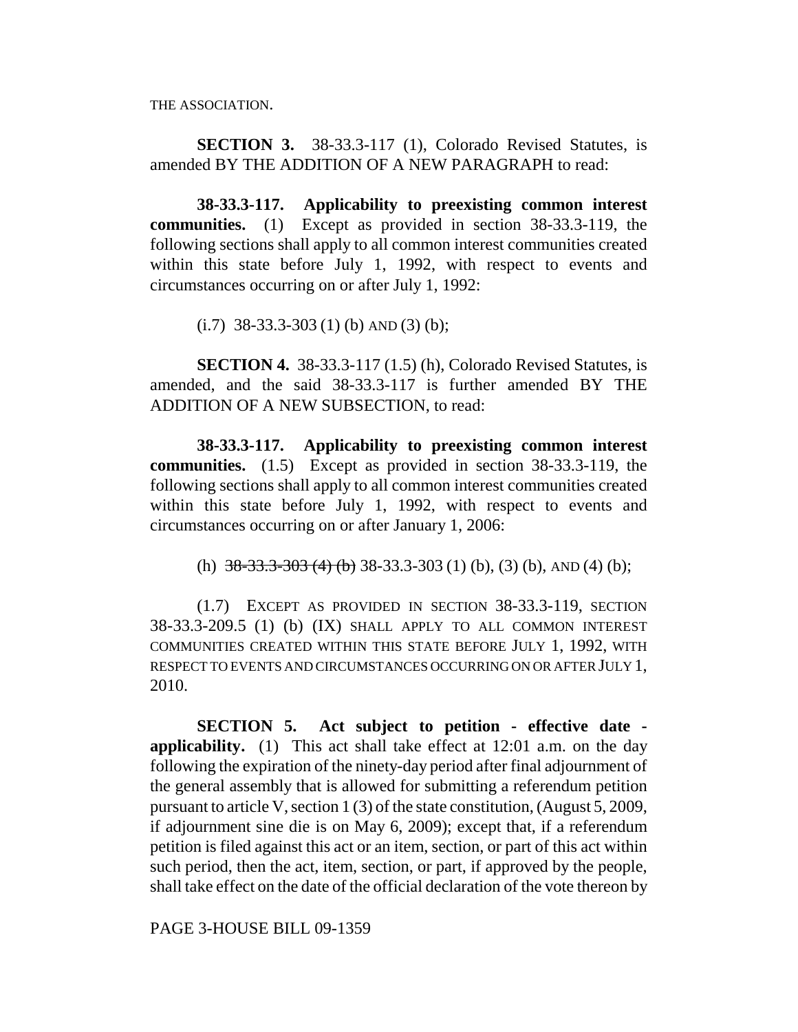THE ASSOCIATION.

**SECTION 3.** 38-33.3-117 (1), Colorado Revised Statutes, is amended BY THE ADDITION OF A NEW PARAGRAPH to read:

**38-33.3-117. Applicability to preexisting common interest communities.** (1) Except as provided in section 38-33.3-119, the following sections shall apply to all common interest communities created within this state before July 1, 1992, with respect to events and circumstances occurring on or after July 1, 1992:

(i.7) 38-33.3-303 (1) (b) AND (3) (b);

**SECTION 4.** 38-33.3-117 (1.5) (h), Colorado Revised Statutes, is amended, and the said 38-33.3-117 is further amended BY THE ADDITION OF A NEW SUBSECTION, to read:

**38-33.3-117. Applicability to preexisting common interest communities.** (1.5) Except as provided in section 38-33.3-119, the following sections shall apply to all common interest communities created within this state before July 1, 1992, with respect to events and circumstances occurring on or after January 1, 2006:

(h) ~~38-33.3-303 (4) (b)~~ 38-33.3-303 (1) (b), (3) (b), AND (4) (b);

(1.7) EXCEPT AS PROVIDED IN SECTION 38-33.3-119, SECTION 38-33.3-209.5 (1) (b) (IX) SHALL APPLY TO ALL COMMON INTEREST COMMUNITIES CREATED WITHIN THIS STATE BEFORE JULY 1, 1992, WITH RESPECT TO EVENTS AND CIRCUMSTANCES OCCURRING ON OR AFTER JULY 1, 2010.

**SECTION 5. Act subject to petition - effective date - applicability.** (1) This act shall take effect at 12:01 a.m. on the day following the expiration of the ninety-day period after final adjournment of the general assembly that is allowed for submitting a referendum petition pursuant to article V, section 1 (3) of the state constitution, (August 5, 2009, if adjournment sine die is on May 6, 2009); except that, if a referendum petition is filed against this act or an item, section, or part of this act within such period, then the act, item, section, or part, if approved by the people, shall take effect on the date of the official declaration of the vote thereon by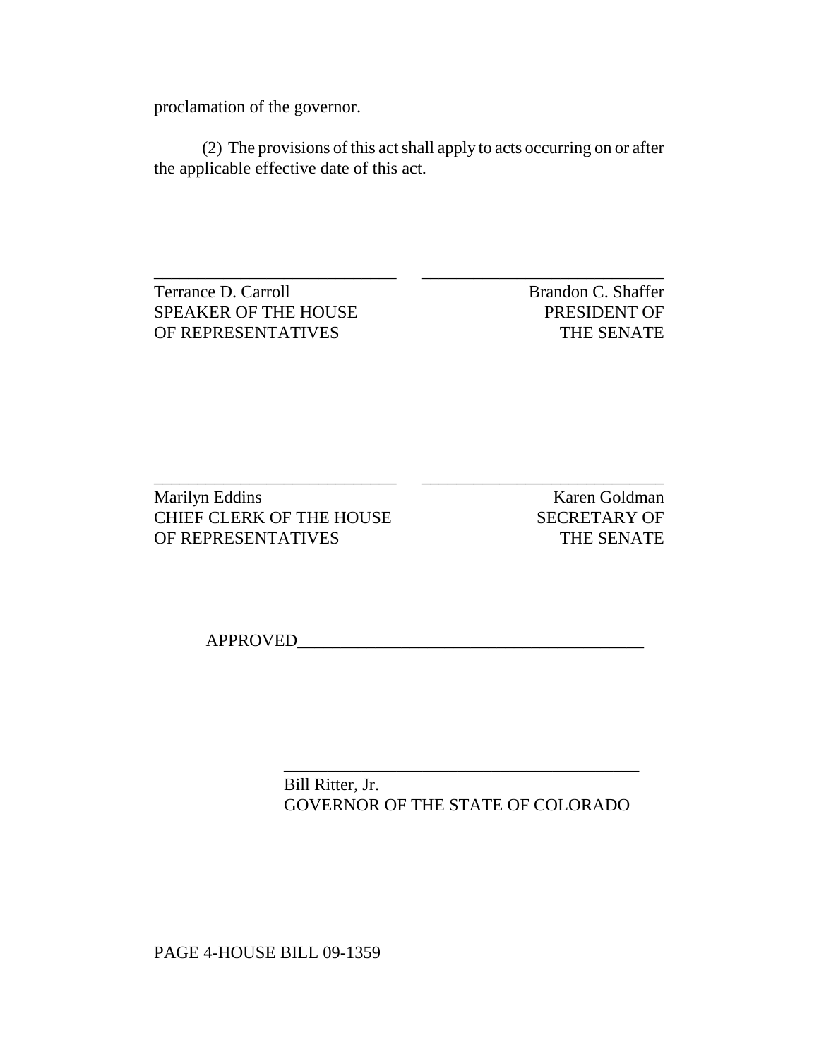proclamation of the governor.

(2) The provisions of this act shall apply to acts occurring on or after the applicable effective date of this act.

\_\_\_\_\_\_\_\_\_\_\_\_\_\_\_\_\_\_\_\_\_\_\_\_\_\_\_\_ \_\_\_\_\_\_\_\_\_\_\_\_\_\_\_\_\_\_\_\_\_\_\_\_\_\_\_\_

| | |
|---|---|
| Terrance D. Carroll<br>SPEAKER OF THE HOUSE<br>OF REPRESENTATIVES | Brandon C. Shaffer<br>PRESIDENT OF<br>THE SENATE |

\_\_\_\_\_\_\_\_\_\_\_\_\_\_\_\_\_\_\_\_\_\_\_\_\_\_\_\_ \_\_\_\_\_\_\_\_\_\_\_\_\_\_\_\_\_\_\_\_\_\_\_\_\_\_\_\_

| | |
|---|---|
| Marilyn Eddins<br>CHIEF CLERK OF THE HOUSE<br>OF REPRESENTATIVES | Karen Goldman<br>SECRETARY OF<br>THE SENATE |

APPROVED________________________________________

\_\_\_\_\_\_\_\_\_\_\_\_\_\_\_\_\_\_\_\_\_\_\_\_\_\_\_\_\_\_\_\_\_\_\_\_\_\_\_\_\_\_

Bill Ritter, Jr.
GOVERNOR OF THE STATE OF COLORADO

PAGE 4-HOUSE BILL 09-1359